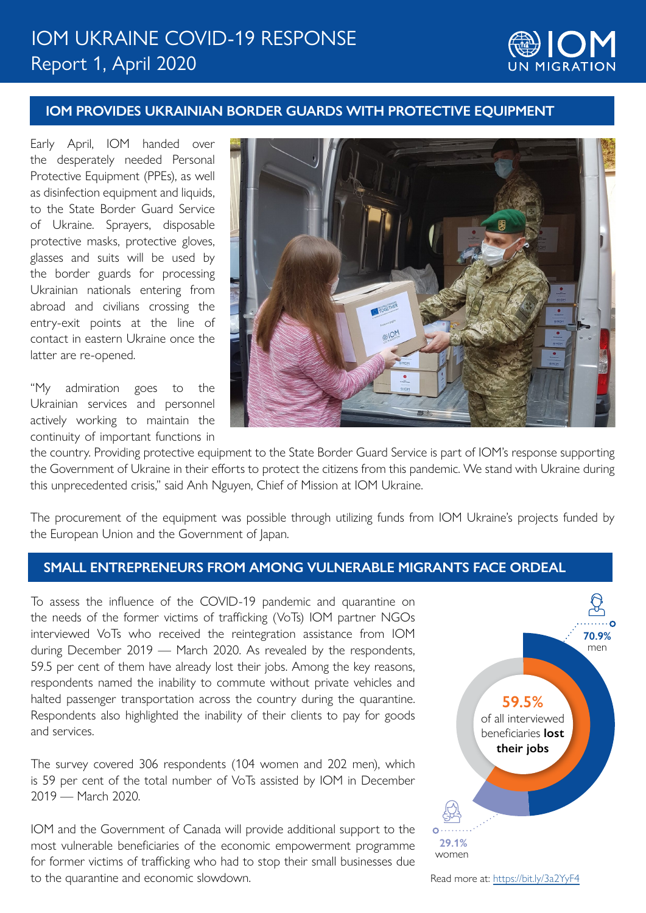# IOM UKRAINE COVID-19 RESPONSE

Report 1, April 2020

## IOM PROVIDES UKRAINIAN BORDER GUARDS WITH PROTECTIVE EQUIPMENT

Early April, IOM handed over the desperately needed Personal Protective Equipment (PPEs), as well as disinfection equipment and liquids, to the State Border Guard Service of Ukraine. Sprayers, disposable protective masks, protective gloves, glasses and suits will be used by the border guards for processing Ukrainian nationals entering from abroad and civilians crossing the entry-exit points at the line of contact in eastern Ukraine once the latter are re-opened.

"My admiration goes to the Ukrainian services and personnel actively working to maintain the continuity of important functions in the country. Providing protective equipment to the State Border Guard Service is part of IOM's response supporting the Government of Ukraine in their efforts to protect the citizens from this pandemic. We stand with Ukraine during this unprecedented crisis," said Anh Nguyen, Chief of Mission at IOM Ukraine.

The procurement of the equipment was possible through utilizing funds from IOM Ukraine's projects funded by the European Union and the Government of Japan.

## SMALL ENTREPRENEURS FROM AMONG VULNERABLE MIGRANTS FACE ORDEAL

To assess the influence of the COVID-19 pandemic and quarantine on the needs of the former victims of trafficking (VoTs) IOM partner NGOs interviewed VoTs who received the reintegration assistance from IOM during December 2019 — March 2020. As revealed by the respondents, 59.5 per cent of them have already lost their jobs. Among the key reasons, respondents named the inability to commute without private vehicles and halted passenger transportation across the country during the quarantine. Respondents also highlighted the inability of their clients to pay for goods and services.

The survey covered 306 respondents (104 women and 202 men), which is 59 per cent of the total number of VoTs assisted by IOM in December 2019 — March 2020.

IOM and the Government of Canada will provide additional support to the most vulnerable beneficiaries of the economic empowerment programme for former victims of trafficking who had to stop their small businesses due to the quarantine and economic slowdown.

**59.5%** of all interviewed beneficiaries **lost their jobs**

70.9% men

29.1% women

Read more at: https://bit.ly/3a2YyF4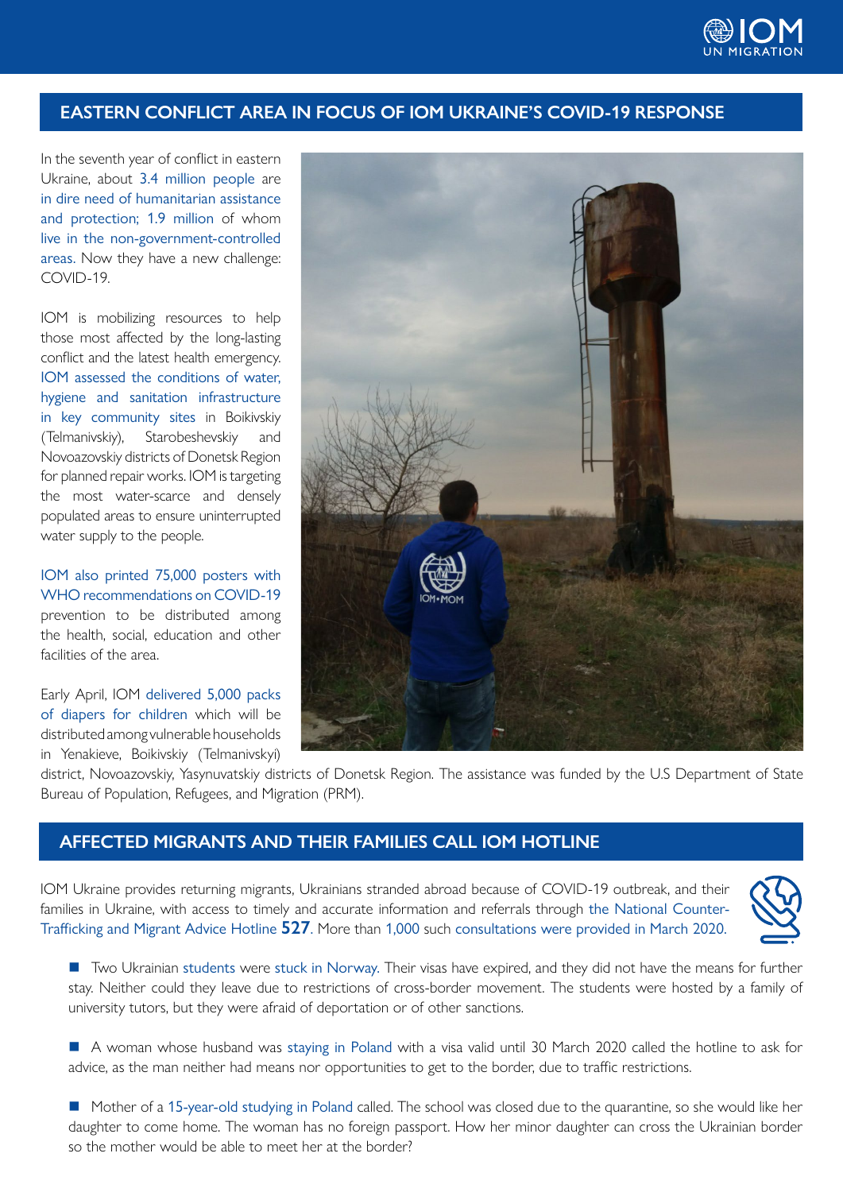## EASTERN CONFLICT AREA IN FOCUS OF IOM UKRAINE'S COVID-19 RESPONSE

In the seventh year of conflict in eastern Ukraine, about 3.4 million people are in dire need of humanitarian assistance and protection; 1.9 million of whom live in the non-government-controlled areas. Now they have a new challenge: COVID-19.

IOM is mobilizing resources to help those most affected by the long-lasting conflict and the latest health emergency. IOM assessed the conditions of water, hygiene and sanitation infrastructure in key community sites in Boikivskiy (Telmanivskiy), Starobeshevskiy and Novoazovskiy districts of Donetsk Region for planned repair works. IOM is targeting the most water-scarce and densely populated areas to ensure uninterrupted water supply to the people.

IOM also printed 75,000 posters with WHO recommendations on COVID-19 prevention to be distributed among the health, social, education and other facilities of the area.

Early April, IOM delivered 5,000 packs of diapers for children which will be distributed among vulnerable households in Yenakieve, Boikivskiy (Telmanivskyi) district, Novoazovskiy, Yasynuvatskiy districts of Donetsk Region. The assistance was funded by the U.S Department of State Bureau of Population, Refugees, and Migration (PRM).

## AFFECTED MIGRANTS AND THEIR FAMILIES CALL IOM HOTLINE

IOM Ukraine provides returning migrants, Ukrainians stranded abroad because of COVID-19 outbreak, and their families in Ukraine, with access to timely and accurate information and referrals through the National Counter-Trafficking and Migrant Advice Hotline **527**. More than 1,000 such consultations were provided in March 2020.

- Two Ukrainian students were stuck in Norway. Their visas have expired, and they did not have the means for further stay. Neither could they leave due to restrictions of cross-border movement. The students were hosted by a family of university tutors, but they were afraid of deportation or of other sanctions.

- A woman whose husband was staying in Poland with a visa valid until 30 March 2020 called the hotline to ask for advice, as the man neither had means nor opportunities to get to the border, due to traffic restrictions.

- Mother of a 15-year-old studying in Poland called. The school was closed due to the quarantine, so she would like her daughter to come home. The woman has no foreign passport. How her minor daughter can cross the Ukrainian border so the mother would be able to meet her at the border?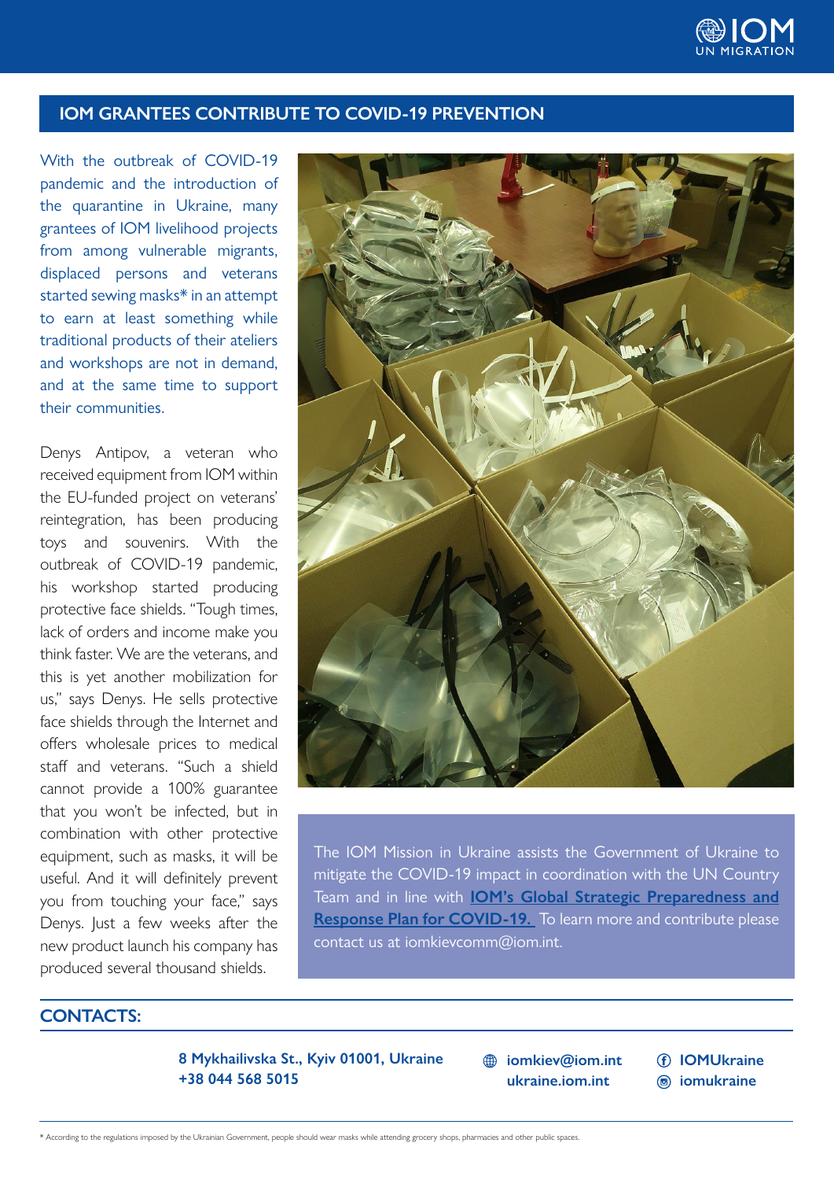## IOM GRANTEES CONTRIBUTE TO COVID-19 PREVENTION

With the outbreak of COVID-19 pandemic and the introduction of the quarantine in Ukraine, many grantees of IOM livelihood projects from among vulnerable migrants, displaced persons and veterans started sewing masks* in an attempt to earn at least something while traditional products of their ateliers and workshops are not in demand, and at the same time to support their communities.

Denys Antipov, a veteran who received equipment from IOM within the EU-funded project on veterans' reintegration, has been producing toys and souvenirs. With the outbreak of COVID-19 pandemic, his workshop started producing protective face shields. "Tough times, lack of orders and income make you think faster. We are the veterans, and this is yet another mobilization for us," says Denys. He sells protective face shields through the Internet and offers wholesale prices to medical staff and veterans. "Such a shield cannot provide a 100% guarantee that you won't be infected, but in combination with other protective equipment, such as masks, it will be useful. And it will definitely prevent you from touching your face," says Denys. Just a few weeks after the new product launch his company has produced several thousand shields.

The IOM Mission in Ukraine assists the Government of Ukraine to mitigate the COVID-19 impact in coordination with the UN Country Team and in line with **IOM's Global Strategic Preparedness and Response Plan for COVID-19.** To learn more and contribute please contact us at iomkievcomm@iom.int.

## CONTACTS:

**8 Mykhailivska St., Kyiv 01001, Ukraine**
**+38 044 568 5015**

**iomkiev@iom.int**
**ukraine.iom.int**

**IOMUkraine**
**iomukraine**

\* According to the regulations imposed by the Ukrainian Government, people should wear masks while attending grocery shops, pharmacies and other public spaces.